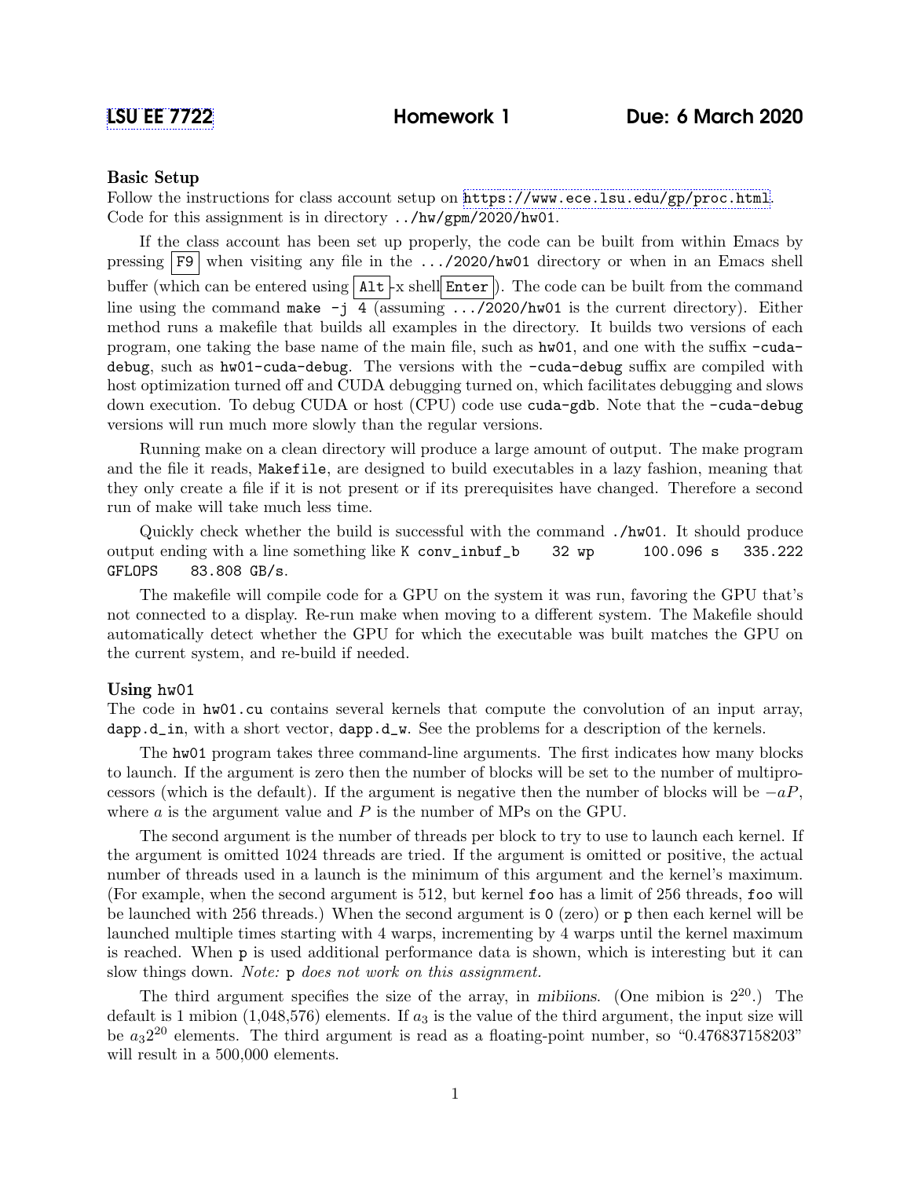**LSU EE 7722** **Homework 1** **Due: 6 March 2020**

### Basic Setup

Follow the instructions for class account setup on https://www.ece.lsu.edu/gp/proc.html. Code for this assignment is in directory `../hw/gpm/2020/hw01`.

If the class account has been set up properly, the code can be built from within Emacs by pressing `F9` when visiting any file in the `.../2020/hw01` directory or when in an Emacs shell buffer (which can be entered using `Alt`-x shell`Enter`). The code can be built from the command line using the command `make -j 4` (assuming `.../2020/hw01` is the current directory). Either method runs a makefile that builds all examples in the directory. It builds two versions of each program, one taking the base name of the main file, such as `hw01`, and one with the suffix `-cuda-debug`, such as `hw01-cuda-debug`. The versions with the `-cuda-debug` suffix are compiled with host optimization turned off and CUDA debugging turned on, which facilitates debugging and slows down execution. To debug CUDA or host (CPU) code use `cuda-gdb`. Note that the `-cuda-debug` versions will run much more slowly than the regular versions.

Running make on a clean directory will produce a large amount of output. The make program and the file it reads, `Makefile`, are designed to build executables in a lazy fashion, meaning that they only create a file if it is not present or if its prerequisites have changed. Therefore a second run of make will take much less time.

Quickly check whether the build is successful with the command `./hw01`. It should produce output ending with a line something like `K conv_inbuf_b 32 wp 100.096 s 335.222 GFLOPS 83.808 GB/s`.

The makefile will compile code for a GPU on the system it was run, favoring the GPU that's not connected to a display. Re-run make when moving to a different system. The Makefile should automatically detect whether the GPU for which the executable was built matches the GPU on the current system, and re-build if needed.

### Using `hw01`

The code in `hw01.cu` contains several kernels that compute the convolution of an input array, `dapp.d_in`, with a short vector, `dapp.d_w`. See the problems for a description of the kernels.

The `hw01` program takes three command-line arguments. The first indicates how many blocks to launch. If the argument is zero then the number of blocks will be set to the number of multiprocessors (which is the default). If the argument is negative then the number of blocks will be $-aP$, where $a$ is the argument value and $P$ is the number of MPs on the GPU.

The second argument is the number of threads per block to try to use to launch each kernel. If the argument is omitted 1024 threads are tried. If the argument is omitted or positive, the actual number of threads used in a launch is the minimum of this argument and the kernel's maximum. (For example, when the second argument is 512, but kernel `foo` has a limit of 256 threads, `foo` will be launched with 256 threads.) When the second argument is `0` (zero) or `p` then each kernel will be launched multiple times starting with 4 warps, incrementing by 4 warps until the kernel maximum is reached. When `p` is used additional performance data is shown, which is interesting but it can slow things down. *Note:* `p` *does not work on this assignment.*

The third argument specifies the size of the array, in *mibiions*. (One mibion is $2^{20}$.) The default is 1 mibion (1,048,576) elements. If $a_3$ is the value of the third argument, the input size will be $a_3 2^{20}$ elements. The third argument is read as a floating-point number, so "0.476837158203" will result in a 500,000 elements.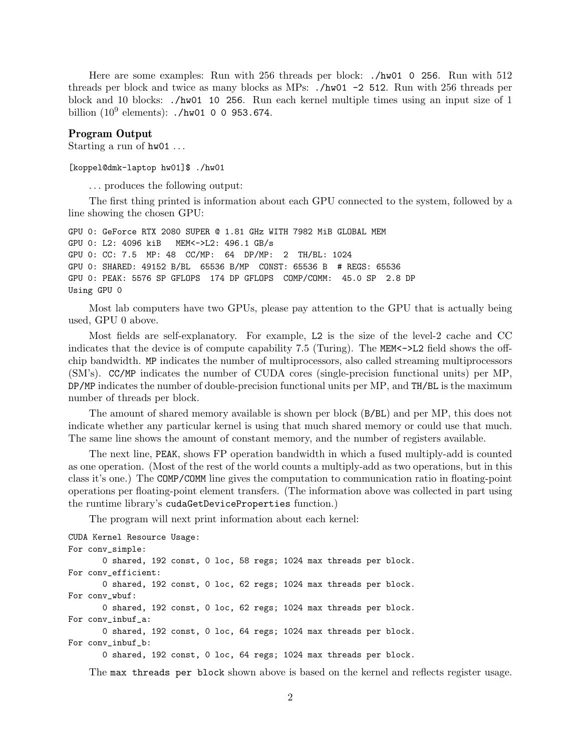Here are some examples: Run with 256 threads per block: `./hw01 0 256`. Run with 512 threads per block and twice as many blocks as MPs: `./hw01 -2 512`. Run with 256 threads per block and 10 blocks: `./hw01 10 256`. Run each kernel multiple times using an input size of 1 billion ($10^9$ elements): `./hw01 0 0 953.674`.

### Program Output

Starting a run of `hw01` ...

```
[koppel@dmk-laptop hw01]$ ./hw01
```

... produces the following output:

The first thing printed is information about each GPU connected to the system, followed by a line showing the chosen GPU:

```
GPU 0: GeForce RTX 2080 SUPER @ 1.81 GHz WITH 7982 MiB GLOBAL MEM
GPU 0: L2: 4096 kiB   MEM<->L2: 496.1 GB/s
GPU 0: CC: 7.5  MP: 48  CC/MP:  64  DP/MP:  2  TH/BL: 1024
GPU 0: SHARED: 49152 B/BL  65536 B/MP  CONST: 65536 B  # REGS: 65536
GPU 0: PEAK: 5576 SP GFLOPS  174 DP GFLOPS  COMP/COMM:  45.0 SP  2.8 DP
Using GPU 0
```

Most lab computers have two GPUs, please pay attention to the GPU that is actually being used, GPU 0 above.

Most fields are self-explanatory. For example, `L2` is the size of the level-2 cache and `CC` indicates that the device is of compute capability 7.5 (Turing). The `MEM<->L2` field shows the off-chip bandwidth. `MP` indicates the number of multiprocessors, also called streaming multiprocessors (SM's). `CC/MP` indicates the number of CUDA cores (single-precision functional units) per MP, `DP/MP` indicates the number of double-precision functional units per MP, and `TH/BL` is the maximum number of threads per block.

The amount of shared memory available is shown per block (`B/BL`) and per MP, this does not indicate whether any particular kernel is using that much shared memory or could use that much. The same line shows the amount of constant memory, and the number of registers available.

The next line, `PEAK`, shows FP operation bandwidth in which a fused multiply-add is counted as one operation. (Most of the rest of the world counts a multiply-add as two operations, but in this class it's one.) The `COMP/COMM` line gives the computation to communication ratio in floating-point operations per floating-point element transfers. (The information above was collected in part using the runtime library's `cudaGetDeviceProperties` function.)

The program will next print information about each kernel:

```
CUDA Kernel Resource Usage:
For conv_simple:
      0 shared, 192 const, 0 loc, 58 regs; 1024 max threads per block.
For conv_efficient:
      0 shared, 192 const, 0 loc, 62 regs; 1024 max threads per block.
For conv_wbuf:
      0 shared, 192 const, 0 loc, 62 regs; 1024 max threads per block.
For conv_inbuf_a:
      0 shared, 192 const, 0 loc, 64 regs; 1024 max threads per block.
For conv_inbuf_b:
      0 shared, 192 const, 0 loc, 64 regs; 1024 max threads per block.
```

The `max threads per block` shown above is based on the kernel and reflects register usage.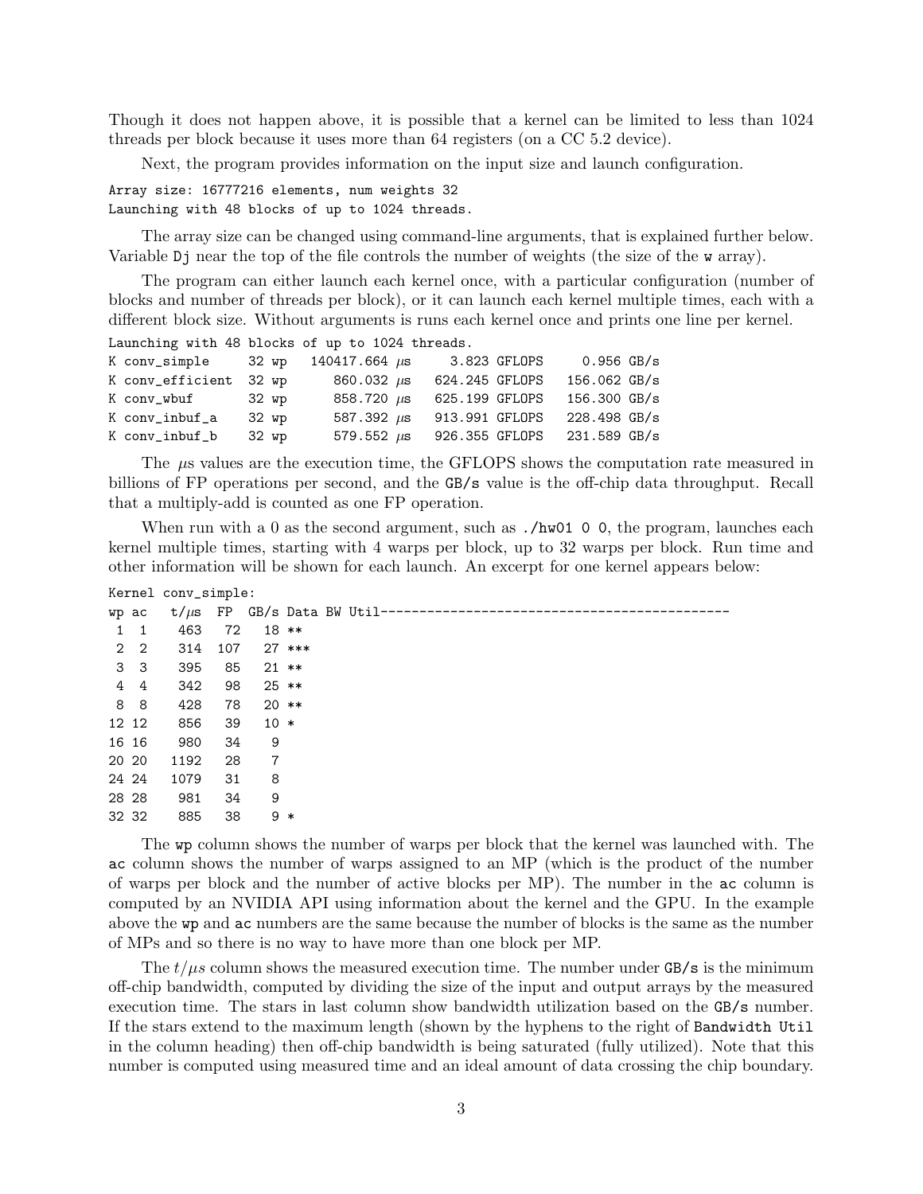Though it does not happen above, it is possible that a kernel can be limited to less than 1024 threads per block because it uses more than 64 registers (on a CC 5.2 device).

Next, the program provides information on the input size and launch configuration.

```
Array size: 16777216 elements, num weights 32
Launching with 48 blocks of up to 1024 threads.
```

The array size can be changed using command-line arguments, that is explained further below. Variable `Dj` near the top of the file controls the number of weights (the size of the `w` array).

The program can either launch each kernel once, with a particular configuration (number of blocks and number of threads per block), or it can launch each kernel multiple times, each with a different block size. Without arguments is runs each kernel once and prints one line per kernel.

```
Launching with 48 blocks of up to 1024 threads.
K conv_simple     32 wp   140417.664 μs     3.823 GFLOPS     0.956 GB/s
K conv_efficient  32 wp      860.032 μs   624.245 GFLOPS   156.062 GB/s
K conv_wbuf       32 wp      858.720 μs   625.199 GFLOPS   156.300 GB/s
K conv_inbuf_a    32 wp      587.392 μs   913.991 GFLOPS   228.498 GB/s
K conv_inbuf_b    32 wp      579.552 μs   926.355 GFLOPS   231.589 GB/s
```

The μs values are the execution time, the GFLOPS shows the computation rate measured in billions of FP operations per second, and the `GB/s` value is the off-chip data throughput. Recall that a multiply-add is counted as one FP operation.

When run with a 0 as the second argument, such as `./hw01 0 0`, the program, launches each kernel multiple times, starting with 4 warps per block, up to 32 warps per block. Run time and other information will be shown for each launch. An excerpt for one kernel appears below:

```
Kernel conv_simple:
wp ac    t/μs  FP  GB/s Data BW Util--------------------------------------------
 1  1     463   72   18 **
 2  2     314  107   27 ***
 3  3     395   85   21 **
 4  4     342   98   25 **
 8  8     428   78   20 **
12 12     856   39   10 *
16 16     980   34    9
20 20    1192   28    7
24 24    1079   31    8
28 28     981   34    9
32 32     885   38    9 *
```

The `wp` column shows the number of warps per block that the kernel was launched with. The `ac` column shows the number of warps assigned to an MP (which is the product of the number of warps per block and the number of active blocks per MP). The number in the `ac` column is computed by an NVIDIA API using information about the kernel and the GPU. In the example above the `wp` and `ac` numbers are the same because the number of blocks is the same as the number of MPs and so there is no way to have more than one block per MP.

The $t/\mu s$ column shows the measured execution time. The number under `GB/s` is the minimum off-chip bandwidth, computed by dividing the size of the input and output arrays by the measured execution time. The stars in last column show bandwidth utilization based on the `GB/s` number. If the stars extend to the maximum length (shown by the hyphens to the right of `Bandwidth Util` in the column heading) then off-chip bandwidth is being saturated (fully utilized). Note that this number is computed using measured time and an ideal amount of data crossing the chip boundary.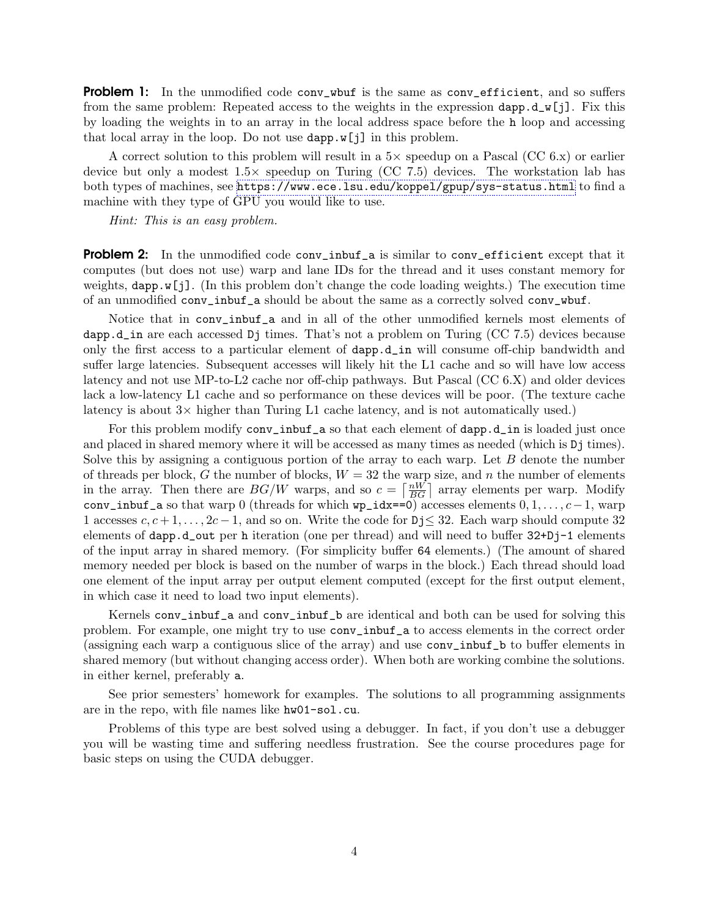**Problem 1:** In the unmodified code `conv_wbuf` is the same as `conv_efficient`, and so suffers from the same problem: Repeated access to the weights in the expression `dapp.d_w[j]`. Fix this by loading the weights in to an array in the local address space before the `h` loop and accessing that local array in the loop. Do not use `dapp.w[j]` in this problem.

A correct solution to this problem will result in a 5× speedup on a Pascal (CC 6.x) or earlier device but only a modest 1.5× speedup on Turing (CC 7.5) devices. The workstation lab has both types of machines, see https://www.ece.lsu.edu/koppel/gpup/sys-status.html to find a machine with they type of GPU you would like to use.

*Hint: This is an easy problem.*

**Problem 2:** In the unmodified code `conv_inbuf_a` is similar to `conv_efficient` except that it computes (but does not use) warp and lane IDs for the thread and it uses constant memory for weights, `dapp.w[j]`. (In this problem don't change the code loading weights.) The execution time of an unmodified `conv_inbuf_a` should be about the same as a correctly solved `conv_wbuf`.

Notice that in `conv_inbuf_a` and in all of the other unmodified kernels most elements of `dapp.d_in` are each accessed `Dj` times. That's not a problem on Turing (CC 7.5) devices because only the first access to a particular element of `dapp.d_in` will consume off-chip bandwidth and suffer large latencies. Subsequent accesses will likely hit the L1 cache and so will have low access latency and not use MP-to-L2 cache nor off-chip pathways. But Pascal (CC 6.X) and older devices lack a low-latency L1 cache and so performance on these devices will be poor. (The texture cache latency is about 3× higher than Turing L1 cache latency, and is not automatically used.)

For this problem modify `conv_inbuf_a` so that each element of `dapp.d_in` is loaded just once and placed in shared memory where it will be accessed as many times as needed (which is `Dj` times). Solve this by assigning a contiguous portion of the array to each warp. Let $B$ denote the number of threads per block, $G$ the number of blocks, $W = 32$ the warp size, and $n$ the number of elements in the array. Then there are $BG/W$ warps, and so $c = \left\lceil \frac{nW}{BG} \right\rceil$ array elements per warp. Modify `conv_inbuf_a` so that warp 0 (threads for which `wp_idx==0`) accesses elements $0, 1, \ldots, c-1$, warp 1 accesses $c, c+1, \ldots, 2c-1$, and so on. Write the code for `Dj`≤ 32. Each warp should compute 32 elements of `dapp.d_out` per `h` iteration (one per thread) and will need to buffer `32+Dj-1` elements of the input array in shared memory. (For simplicity buffer `64` elements.) (The amount of shared memory needed per block is based on the number of warps in the block.) Each thread should load one element of the input array per output element computed (except for the first output element, in which case it need to load two input elements).

Kernels `conv_inbuf_a` and `conv_inbuf_b` are identical and both can be used for solving this problem. For example, one might try to use `conv_inbuf_a` to access elements in the correct order (assigning each warp a contiguous slice of the array) and use `conv_inbuf_b` to buffer elements in shared memory (but without changing access order). When both are working combine the solutions. in either kernel, preferably `a`.

See prior semesters' homework for examples. The solutions to all programming assignments are in the repo, with file names like `hw01-sol.cu`.

Problems of this type are best solved using a debugger. In fact, if you don't use a debugger you will be wasting time and suffering needless frustration. See the course procedures page for basic steps on using the CUDA debugger.